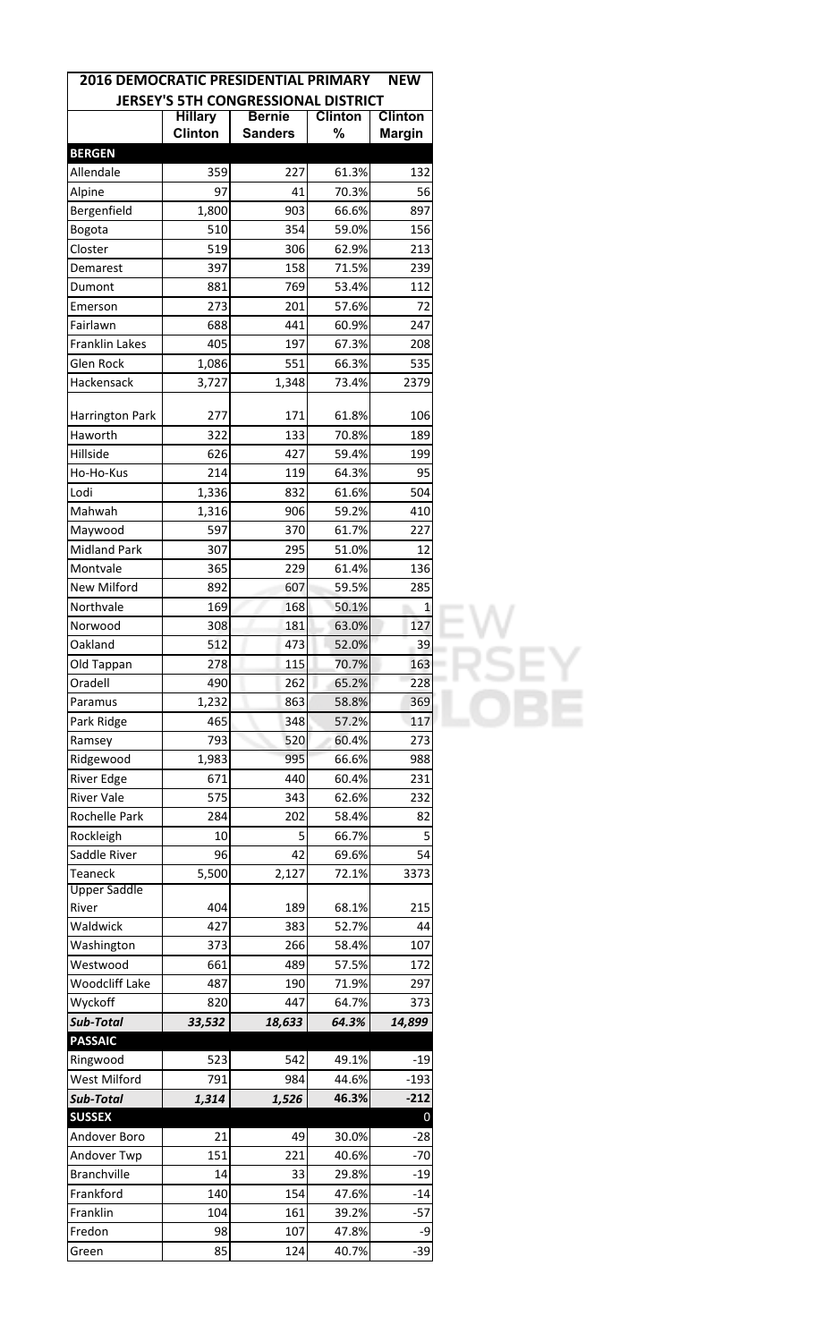| 2016 DEMOCRATIC PRESIDENTIAL PRIMARY NEW JERSEY'S 5TH CONGRESSIONAL DISTRICT | | | | |
|---|---|---|---|---|
| | Hillary Clinton | Bernie Sanders | Clinton % | Clinton Margin |
| **BERGEN** | | | | |
| Allendale | 359 | 227 | 61.3% | 132 |
| Alpine | 97 | 41 | 70.3% | 56 |
| Bergenfield | 1,800 | 903 | 66.6% | 897 |
| Bogota | 510 | 354 | 59.0% | 156 |
| Closter | 519 | 306 | 62.9% | 213 |
| Demarest | 397 | 158 | 71.5% | 239 |
| Dumont | 881 | 769 | 53.4% | 112 |
| Emerson | 273 | 201 | 57.6% | 72 |
| Fairlawn | 688 | 441 | 60.9% | 247 |
| Franklin Lakes | 405 | 197 | 67.3% | 208 |
| Glen Rock | 1,086 | 551 | 66.3% | 535 |
| Hackensack | 3,727 | 1,348 | 73.4% | 2379 |
| Harrington Park | 277 | 171 | 61.8% | 106 |
| Haworth | 322 | 133 | 70.8% | 189 |
| Hillside | 626 | 427 | 59.4% | 199 |
| Ho-Ho-Kus | 214 | 119 | 64.3% | 95 |
| Lodi | 1,336 | 832 | 61.6% | 504 |
| Mahwah | 1,316 | 906 | 59.2% | 410 |
| Maywood | 597 | 370 | 61.7% | 227 |
| Midland Park | 307 | 295 | 51.0% | 12 |
| Montvale | 365 | 229 | 61.4% | 136 |
| New Milford | 892 | 607 | 59.5% | 285 |
| Northvale | 169 | 168 | 50.1% | 1 |
| Norwood | 308 | 181 | 63.0% | 127 |
| Oakland | 512 | 473 | 52.0% | 39 |
| Old Tappan | 278 | 115 | 70.7% | 163 |
| Oradell | 490 | 262 | 65.2% | 228 |
| Paramus | 1,232 | 863 | 58.8% | 369 |
| Park Ridge | 465 | 348 | 57.2% | 117 |
| Ramsey | 793 | 520 | 60.4% | 273 |
| Ridgewood | 1,983 | 995 | 66.6% | 988 |
| River Edge | 671 | 440 | 60.4% | 231 |
| River Vale | 575 | 343 | 62.6% | 232 |
| Rochelle Park | 284 | 202 | 58.4% | 82 |
| Rockleigh | 10 | 5 | 66.7% | 5 |
| Saddle River | 96 | 42 | 69.6% | 54 |
| Teaneck | 5,500 | 2,127 | 72.1% | 3373 |
| Upper Saddle River | 404 | 189 | 68.1% | 215 |
| Waldwick | 427 | 383 | 52.7% | 44 |
| Washington | 373 | 266 | 58.4% | 107 |
| Westwood | 661 | 489 | 57.5% | 172 |
| Woodcliff Lake | 487 | 190 | 71.9% | 297 |
| Wyckoff | 820 | 447 | 64.7% | 373 |
| ***Sub-Total*** | ***33,532*** | ***18,633*** | ***64.3%*** | ***14,899*** |
| **PASSAIC** | | | | |
| Ringwood | 523 | 542 | 49.1% | -19 |
| West Milford | 791 | 984 | 44.6% | -193 |
| ***Sub-Total*** | ***1,314*** | ***1,526*** | ***46.3%*** | ***-212*** |
| **SUSSEX** | | | | 0 |
| Andover Boro | 21 | 49 | 30.0% | -28 |
| Andover Twp | 151 | 221 | 40.6% | -70 |
| Branchville | 14 | 33 | 29.8% | -19 |
| Frankford | 140 | 154 | 47.6% | -14 |
| Franklin | 104 | 161 | 39.2% | -57 |
| Fredon | 98 | 107 | 47.8% | -9 |
| Green | 85 | 124 | 40.7% | -39 |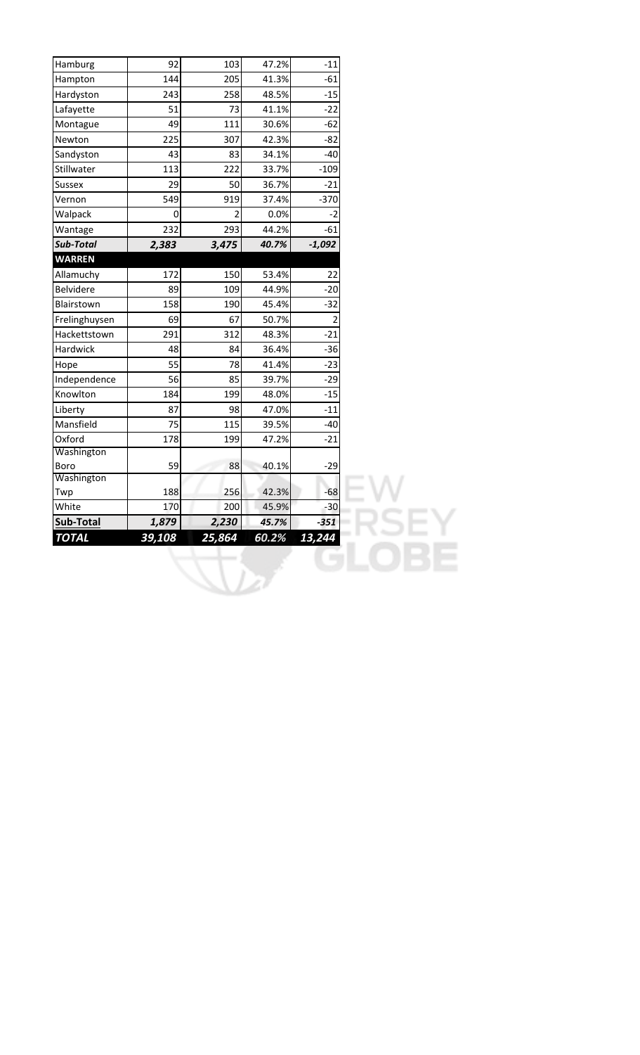| | | | | |
|---|---|---|---|---|
| Hamburg | 92 | 103 | 47.2% | -11 |
| Hampton | 144 | 205 | 41.3% | -61 |
| Hardyston | 243 | 258 | 48.5% | -15 |
| Lafayette | 51 | 73 | 41.1% | -22 |
| Montague | 49 | 111 | 30.6% | -62 |
| Newton | 225 | 307 | 42.3% | -82 |
| Sandyston | 43 | 83 | 34.1% | -40 |
| Stillwater | 113 | 222 | 33.7% | -109 |
| Sussex | 29 | 50 | 36.7% | -21 |
| Vernon | 549 | 919 | 37.4% | -370 |
| Walpack | 0 | 2 | 0.0% | -2 |
| Wantage | 232 | 293 | 44.2% | -61 |
| ***Sub-Total*** | ***2,383*** | ***3,475*** | ***40.7%*** | ***-1,092*** |
| **WARREN** | | | | |
| Allamuchy | 172 | 150 | 53.4% | 22 |
| Belvidere | 89 | 109 | 44.9% | -20 |
| Blairstown | 158 | 190 | 45.4% | -32 |
| Frelinghuysen | 69 | 67 | 50.7% | 2 |
| Hackettstown | 291 | 312 | 48.3% | -21 |
| Hardwick | 48 | 84 | 36.4% | -36 |
| Hope | 55 | 78 | 41.4% | -23 |
| Independence | 56 | 85 | 39.7% | -29 |
| Knowlton | 184 | 199 | 48.0% | -15 |
| Liberty | 87 | 98 | 47.0% | -11 |
| Mansfield | 75 | 115 | 39.5% | -40 |
| Oxford | 178 | 199 | 47.2% | -21 |
| Washington Boro | 59 | 88 | 40.1% | -29 |
| Washington Twp | 188 | 256 | 42.3% | -68 |
| White | 170 | 200 | 45.9% | -30 |
| **Sub-Total** | ***1,879*** | ***2,230*** | ***45.7%*** | ***-351*** |
| ***TOTAL*** | ***39,108*** | ***25,864*** | ***60.2%*** | ***13,244*** |